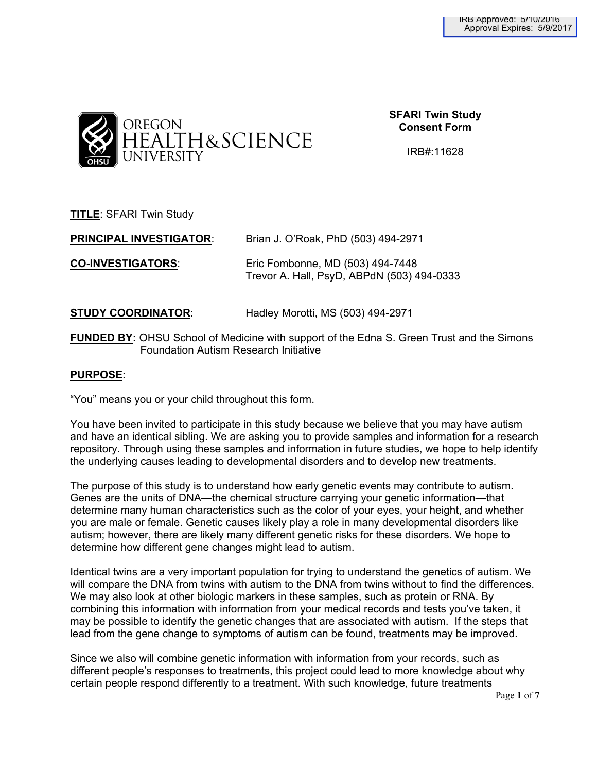IRB Approved: 5/10/2016
Approval Expires: 5/9/2017

**SFARI Twin Study**
**Consent Form**

IRB#:11628

**TITLE**: SFARI Twin Study

**PRINCIPAL INVESTIGATOR**: Brian J. O'Roak, PhD (503) 494-2971

**CO-INVESTIGATORS**: Eric Fombonne, MD (503) 494-7448
Trevor A. Hall, PsyD, ABPdN (503) 494-0333

**STUDY COORDINATOR**: Hadley Morotti, MS (503) 494-2971

**FUNDED BY:** OHSU School of Medicine with support of the Edna S. Green Trust and the Simons Foundation Autism Research Initiative

**PURPOSE**:

"You" means you or your child throughout this form.

You have been invited to participate in this study because we believe that you may have autism and have an identical sibling. We are asking you to provide samples and information for a research repository. Through using these samples and information in future studies, we hope to help identify the underlying causes leading to developmental disorders and to develop new treatments.

The purpose of this study is to understand how early genetic events may contribute to autism. Genes are the units of DNA—the chemical structure carrying your genetic information—that determine many human characteristics such as the color of your eyes, your height, and whether you are male or female. Genetic causes likely play a role in many developmental disorders like autism; however, there are likely many different genetic risks for these disorders. We hope to determine how different gene changes might lead to autism.

Identical twins are a very important population for trying to understand the genetics of autism. We will compare the DNA from twins with autism to the DNA from twins without to find the differences. We may also look at other biologic markers in these samples, such as protein or RNA. By combining this information with information from your medical records and tests you've taken, it may be possible to identify the genetic changes that are associated with autism. If the steps that lead from the gene change to symptoms of autism can be found, treatments may be improved.

Since we also will combine genetic information with information from your records, such as different people's responses to treatments, this project could lead to more knowledge about why certain people respond differently to a treatment. With such knowledge, future treatments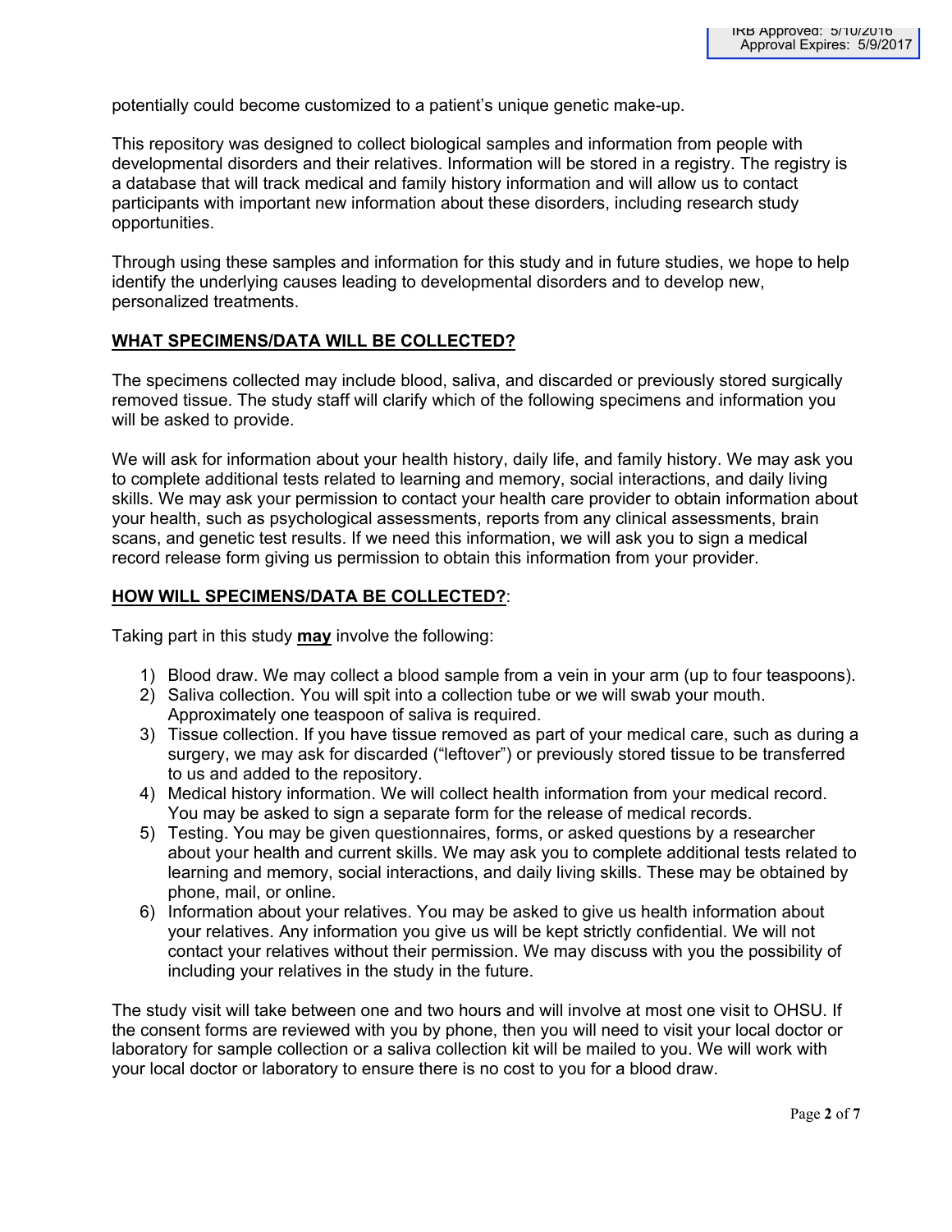potentially could become customized to a patient's unique genetic make-up.

This repository was designed to collect biological samples and information from people with developmental disorders and their relatives. Information will be stored in a registry. The registry is a database that will track medical and family history information and will allow us to contact participants with important new information about these disorders, including research study opportunities.

Through using these samples and information for this study and in future studies, we hope to help identify the underlying causes leading to developmental disorders and to develop new, personalized treatments.

## WHAT SPECIMENS/DATA WILL BE COLLECTED?

The specimens collected may include blood, saliva, and discarded or previously stored surgically removed tissue. The study staff will clarify which of the following specimens and information you will be asked to provide.

We will ask for information about your health history, daily life, and family history. We may ask you to complete additional tests related to learning and memory, social interactions, and daily living skills. We may ask your permission to contact your health care provider to obtain information about your health, such as psychological assessments, reports from any clinical assessments, brain scans, and genetic test results. If we need this information, we will ask you to sign a medical record release form giving us permission to obtain this information from your provider.

## HOW WILL SPECIMENS/DATA BE COLLECTED?:

Taking part in this study **may** involve the following:

1) Blood draw. We may collect a blood sample from a vein in your arm (up to four teaspoons).
2) Saliva collection. You will spit into a collection tube or we will swab your mouth. Approximately one teaspoon of saliva is required.
3) Tissue collection. If you have tissue removed as part of your medical care, such as during a surgery, we may ask for discarded ("leftover") or previously stored tissue to be transferred to us and added to the repository.
4) Medical history information. We will collect health information from your medical record. You may be asked to sign a separate form for the release of medical records.
5) Testing. You may be given questionnaires, forms, or asked questions by a researcher about your health and current skills. We may ask you to complete additional tests related to learning and memory, social interactions, and daily living skills. These may be obtained by phone, mail, or online.
6) Information about your relatives. You may be asked to give us health information about your relatives. Any information you give us will be kept strictly confidential. We will not contact your relatives without their permission. We may discuss with you the possibility of including your relatives in the study in the future.

The study visit will take between one and two hours and will involve at most one visit to OHSU. If the consent forms are reviewed with you by phone, then you will need to visit your local doctor or laboratory for sample collection or a saliva collection kit will be mailed to you. We will work with your local doctor or laboratory to ensure there is no cost to you for a blood draw.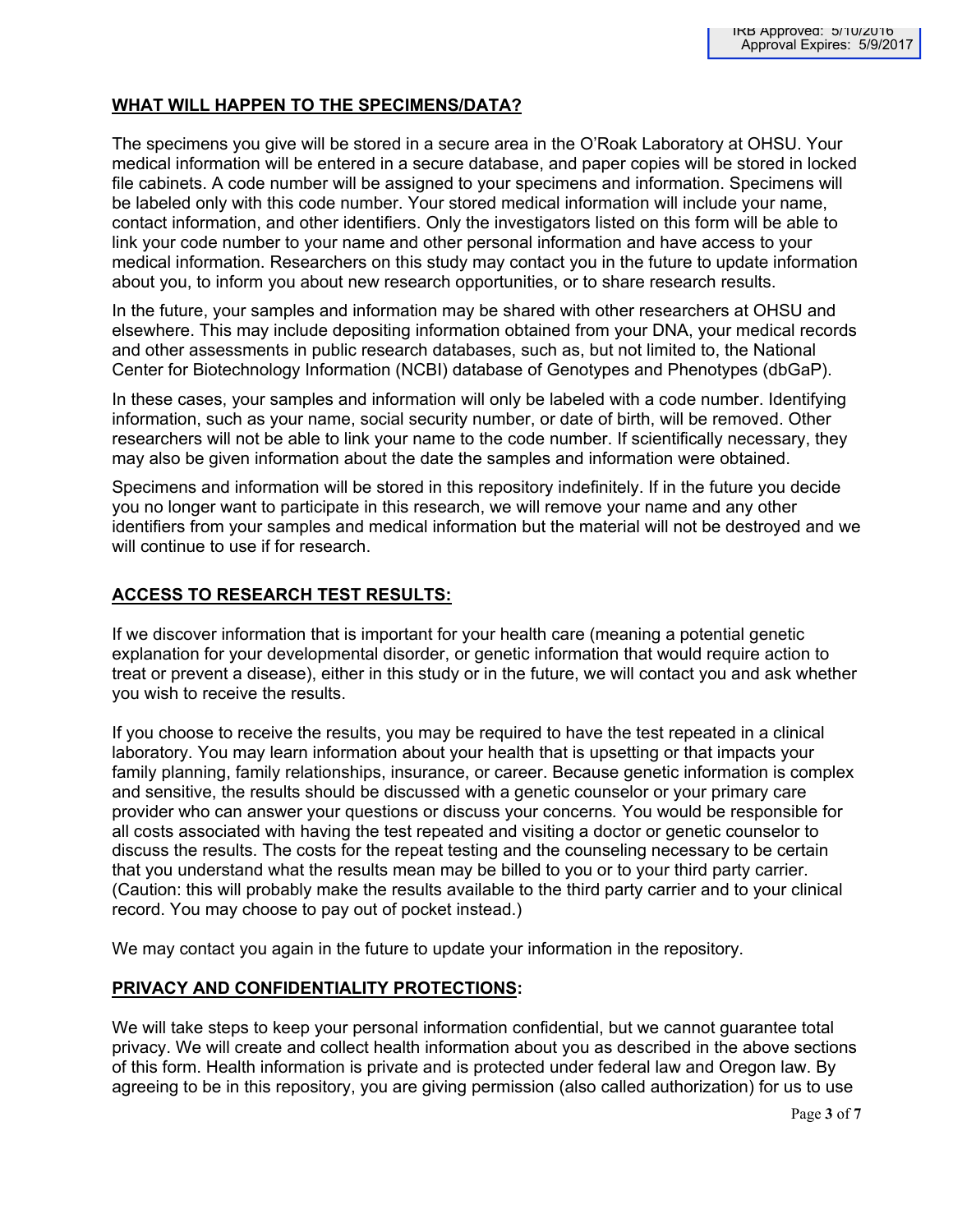## WHAT WILL HAPPEN TO THE SPECIMENS/DATA?

The specimens you give will be stored in a secure area in the O'Roak Laboratory at OHSU. Your medical information will be entered in a secure database, and paper copies will be stored in locked file cabinets. A code number will be assigned to your specimens and information. Specimens will be labeled only with this code number. Your stored medical information will include your name, contact information, and other identifiers. Only the investigators listed on this form will be able to link your code number to your name and other personal information and have access to your medical information. Researchers on this study may contact you in the future to update information about you, to inform you about new research opportunities, or to share research results.

In the future, your samples and information may be shared with other researchers at OHSU and elsewhere. This may include depositing information obtained from your DNA, your medical records and other assessments in public research databases, such as, but not limited to, the National Center for Biotechnology Information (NCBI) database of Genotypes and Phenotypes (dbGaP).

In these cases, your samples and information will only be labeled with a code number. Identifying information, such as your name, social security number, or date of birth, will be removed. Other researchers will not be able to link your name to the code number. If scientifically necessary, they may also be given information about the date the samples and information were obtained.

Specimens and information will be stored in this repository indefinitely. If in the future you decide you no longer want to participate in this research, we will remove your name and any other identifiers from your samples and medical information but the material will not be destroyed and we will continue to use if for research.

## ACCESS TO RESEARCH TEST RESULTS:

If we discover information that is important for your health care (meaning a potential genetic explanation for your developmental disorder, or genetic information that would require action to treat or prevent a disease), either in this study or in the future, we will contact you and ask whether you wish to receive the results.

If you choose to receive the results, you may be required to have the test repeated in a clinical laboratory. You may learn information about your health that is upsetting or that impacts your family planning, family relationships, insurance, or career. Because genetic information is complex and sensitive, the results should be discussed with a genetic counselor or your primary care provider who can answer your questions or discuss your concerns. You would be responsible for all costs associated with having the test repeated and visiting a doctor or genetic counselor to discuss the results. The costs for the repeat testing and the counseling necessary to be certain that you understand what the results mean may be billed to you or to your third party carrier. (Caution: this will probably make the results available to the third party carrier and to your clinical record. You may choose to pay out of pocket instead.)

We may contact you again in the future to update your information in the repository.

## PRIVACY AND CONFIDENTIALITY PROTECTIONS:

We will take steps to keep your personal information confidential, but we cannot guarantee total privacy. We will create and collect health information about you as described in the above sections of this form. Health information is private and is protected under federal law and Oregon law. By agreeing to be in this repository, you are giving permission (also called authorization) for us to use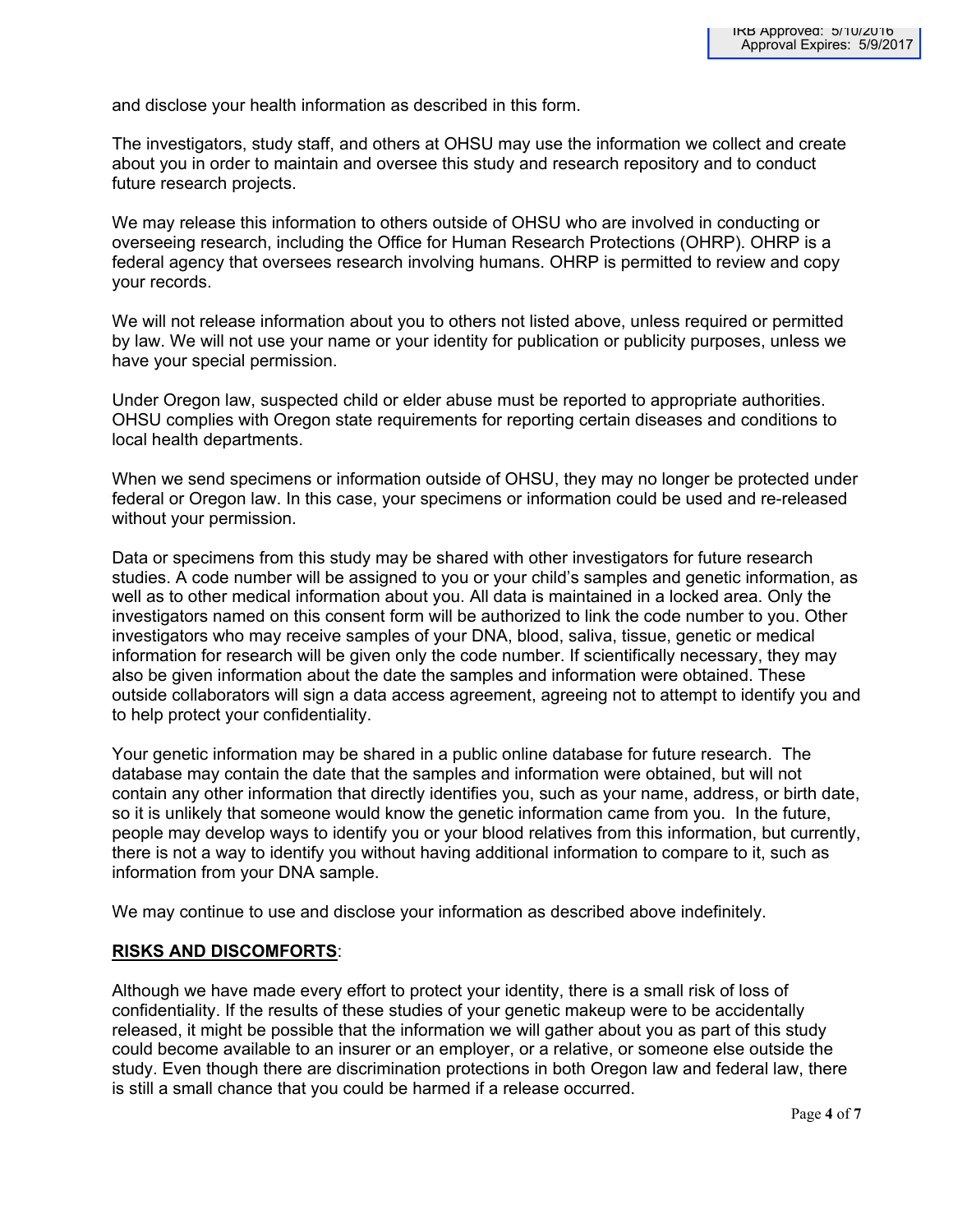and disclose your health information as described in this form.

The investigators, study staff, and others at OHSU may use the information we collect and create about you in order to maintain and oversee this study and research repository and to conduct future research projects.

We may release this information to others outside of OHSU who are involved in conducting or overseeing research, including the Office for Human Research Protections (OHRP). OHRP is a federal agency that oversees research involving humans. OHRP is permitted to review and copy your records.

We will not release information about you to others not listed above, unless required or permitted by law. We will not use your name or your identity for publication or publicity purposes, unless we have your special permission.

Under Oregon law, suspected child or elder abuse must be reported to appropriate authorities. OHSU complies with Oregon state requirements for reporting certain diseases and conditions to local health departments.

When we send specimens or information outside of OHSU, they may no longer be protected under federal or Oregon law. In this case, your specimens or information could be used and re-released without your permission.

Data or specimens from this study may be shared with other investigators for future research studies. A code number will be assigned to you or your child's samples and genetic information, as well as to other medical information about you. All data is maintained in a locked area. Only the investigators named on this consent form will be authorized to link the code number to you. Other investigators who may receive samples of your DNA, blood, saliva, tissue, genetic or medical information for research will be given only the code number. If scientifically necessary, they may also be given information about the date the samples and information were obtained. These outside collaborators will sign a data access agreement, agreeing not to attempt to identify you and to help protect your confidentiality.

Your genetic information may be shared in a public online database for future research. The database may contain the date that the samples and information were obtained, but will not contain any other information that directly identifies you, such as your name, address, or birth date, so it is unlikely that someone would know the genetic information came from you. In the future, people may develop ways to identify you or your blood relatives from this information, but currently, there is not a way to identify you without having additional information to compare to it, such as information from your DNA sample.

We may continue to use and disclose your information as described above indefinitely.

**RISKS AND DISCOMFORTS**:

Although we have made every effort to protect your identity, there is a small risk of loss of confidentiality. If the results of these studies of your genetic makeup were to be accidentally released, it might be possible that the information we will gather about you as part of this study could become available to an insurer or an employer, or a relative, or someone else outside the study. Even though there are discrimination protections in both Oregon law and federal law, there is still a small chance that you could be harmed if a release occurred.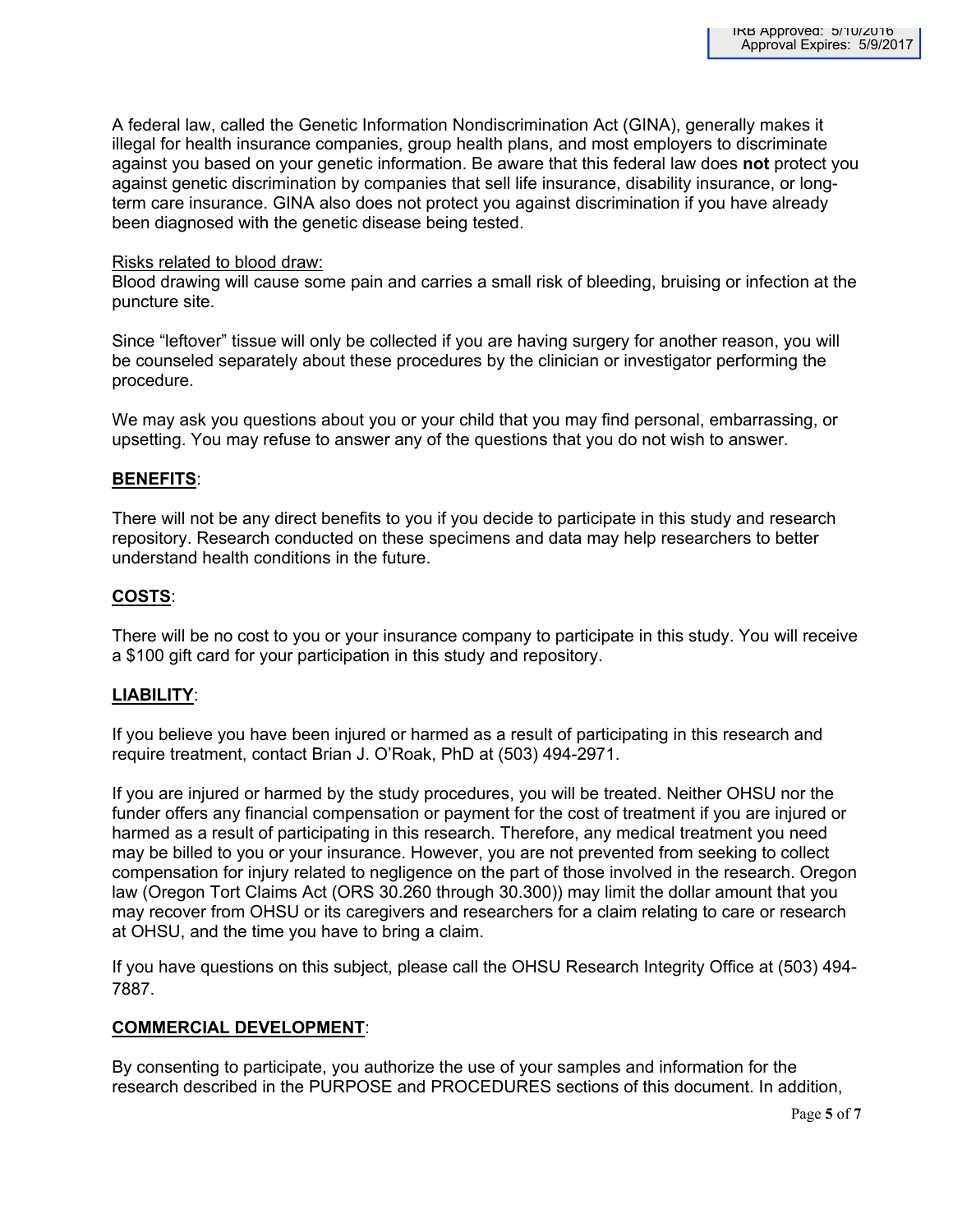A federal law, called the Genetic Information Nondiscrimination Act (GINA), generally makes it illegal for health insurance companies, group health plans, and most employers to discriminate against you based on your genetic information. Be aware that this federal law does **not** protect you against genetic discrimination by companies that sell life insurance, disability insurance, or long-term care insurance. GINA also does not protect you against discrimination if you have already been diagnosed with the genetic disease being tested.

Risks related to blood draw:

Blood drawing will cause some pain and carries a small risk of bleeding, bruising or infection at the puncture site.

Since "leftover" tissue will only be collected if you are having surgery for another reason, you will be counseled separately about these procedures by the clinician or investigator performing the procedure.

We may ask you questions about you or your child that you may find personal, embarrassing, or upsetting. You may refuse to answer any of the questions that you do not wish to answer.

## BENEFITS:

There will not be any direct benefits to you if you decide to participate in this study and research repository. Research conducted on these specimens and data may help researchers to better understand health conditions in the future.

## COSTS:

There will be no cost to you or your insurance company to participate in this study. You will receive a $100 gift card for your participation in this study and repository.

## LIABILITY:

If you believe you have been injured or harmed as a result of participating in this research and require treatment, contact Brian J. O'Roak, PhD at (503) 494-2971.

If you are injured or harmed by the study procedures, you will be treated. Neither OHSU nor the funder offers any financial compensation or payment for the cost of treatment if you are injured or harmed as a result of participating in this research. Therefore, any medical treatment you need may be billed to you or your insurance. However, you are not prevented from seeking to collect compensation for injury related to negligence on the part of those involved in the research. Oregon law (Oregon Tort Claims Act (ORS 30.260 through 30.300)) may limit the dollar amount that you may recover from OHSU or its caregivers and researchers for a claim relating to care or research at OHSU, and the time you have to bring a claim.

If you have questions on this subject, please call the OHSU Research Integrity Office at (503) 494-7887.

## COMMERCIAL DEVELOPMENT:

By consenting to participate, you authorize the use of your samples and information for the research described in the PURPOSE and PROCEDURES sections of this document. In addition,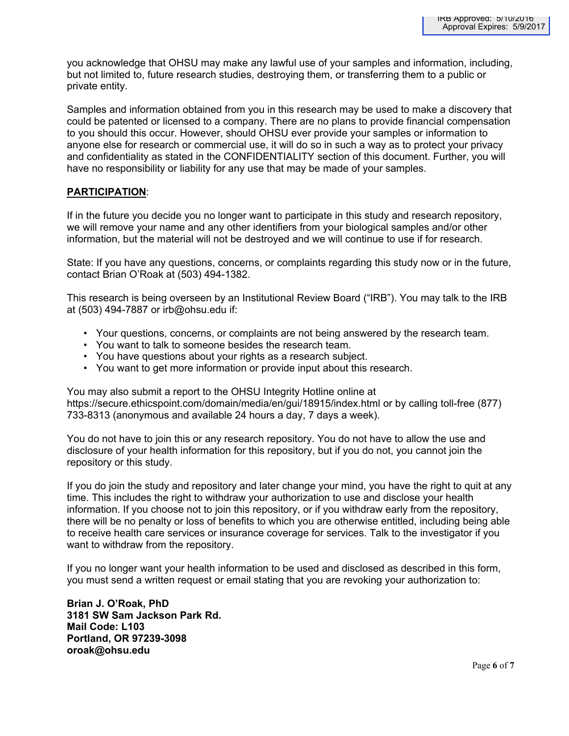you acknowledge that OHSU may make any lawful use of your samples and information, including, but not limited to, future research studies, destroying them, or transferring them to a public or private entity.

Samples and information obtained from you in this research may be used to make a discovery that could be patented or licensed to a company. There are no plans to provide financial compensation to you should this occur. However, should OHSU ever provide your samples or information to anyone else for research or commercial use, it will do so in such a way as to protect your privacy and confidentiality as stated in the CONFIDENTIALITY section of this document. Further, you will have no responsibility or liability for any use that may be made of your samples.

**PARTICIPATION**:

If in the future you decide you no longer want to participate in this study and research repository, we will remove your name and any other identifiers from your biological samples and/or other information, but the material will not be destroyed and we will continue to use if for research.

State: If you have any questions, concerns, or complaints regarding this study now or in the future, contact Brian O'Roak at (503) 494-1382.

This research is being overseen by an Institutional Review Board ("IRB"). You may talk to the IRB at (503) 494-7887 or irb@ohsu.edu if:

- Your questions, concerns, or complaints are not being answered by the research team.
- You want to talk to someone besides the research team.
- You have questions about your rights as a research subject.
- You want to get more information or provide input about this research.

You may also submit a report to the OHSU Integrity Hotline online at https://secure.ethicspoint.com/domain/media/en/gui/18915/index.html or by calling toll-free (877) 733-8313 (anonymous and available 24 hours a day, 7 days a week).

You do not have to join this or any research repository. You do not have to allow the use and disclosure of your health information for this repository, but if you do not, you cannot join the repository or this study.

If you do join the study and repository and later change your mind, you have the right to quit at any time. This includes the right to withdraw your authorization to use and disclose your health information. If you choose not to join this repository, or if you withdraw early from the repository, there will be no penalty or loss of benefits to which you are otherwise entitled, including being able to receive health care services or insurance coverage for services. Talk to the investigator if you want to withdraw from the repository.

If you no longer want your health information to be used and disclosed as described in this form, you must send a written request or email stating that you are revoking your authorization to:

**Brian J. O'Roak, PhD**
**3181 SW Sam Jackson Park Rd.**
**Mail Code: L103**
**Portland, OR 97239-3098**
**oroak@ohsu.edu**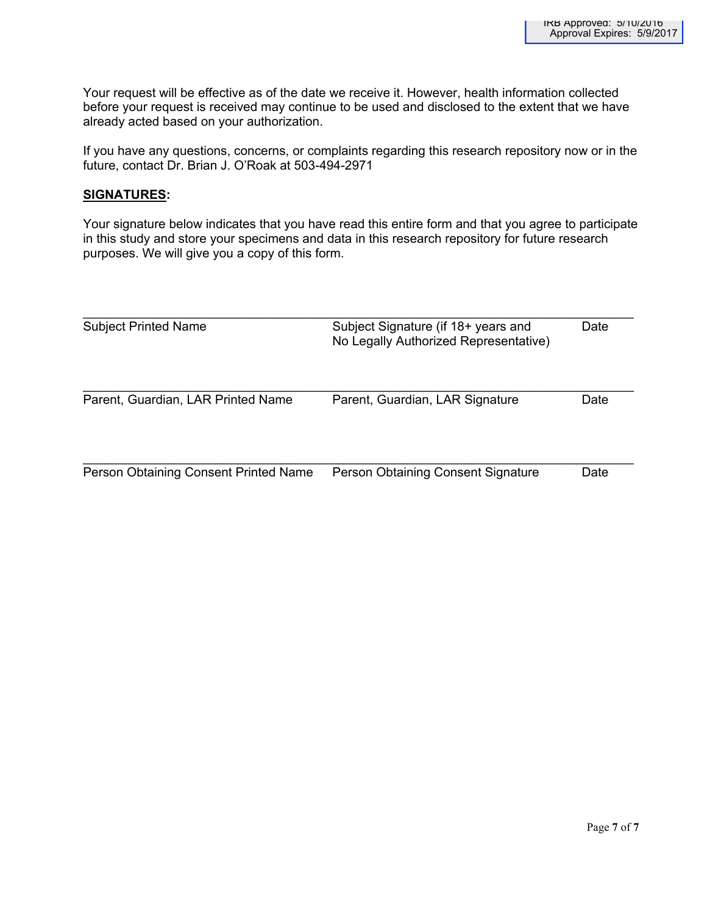Your request will be effective as of the date we receive it. However, health information collected before your request is received may continue to be used and disclosed to the extent that we have already acted based on your authorization.

If you have any questions, concerns, or complaints regarding this research repository now or in the future, contact Dr. Brian J. O'Roak at 503-494-2971

**SIGNATURES:**

Your signature below indicates that you have read this entire form and that you agree to participate in this study and store your specimens and data in this research repository for future research purposes. We will give you a copy of this form.

| | | |
|---|---|---|
| \_\_\_\_\_\_\_\_\_\_\_\_\_\_\_\_\_\_\_\_\_\_\_\_ | \_\_\_\_\_\_\_\_\_\_\_\_\_\_\_\_\_\_\_\_\_\_\_\_ | \_\_\_\_\_\_\_\_ |
| Subject Printed Name | Subject Signature (if 18+ years and No Legally Authorized Representative) | Date |
| \_\_\_\_\_\_\_\_\_\_\_\_\_\_\_\_\_\_\_\_\_\_\_\_ | \_\_\_\_\_\_\_\_\_\_\_\_\_\_\_\_\_\_\_\_\_\_\_\_ | \_\_\_\_\_\_\_\_ |
| Parent, Guardian, LAR Printed Name | Parent, Guardian, LAR Signature | Date |
| \_\_\_\_\_\_\_\_\_\_\_\_\_\_\_\_\_\_\_\_\_\_\_\_ | \_\_\_\_\_\_\_\_\_\_\_\_\_\_\_\_\_\_\_\_\_\_\_\_ | \_\_\_\_\_\_\_\_ |
| Person Obtaining Consent Printed Name | Person Obtaining Consent Signature | Date |